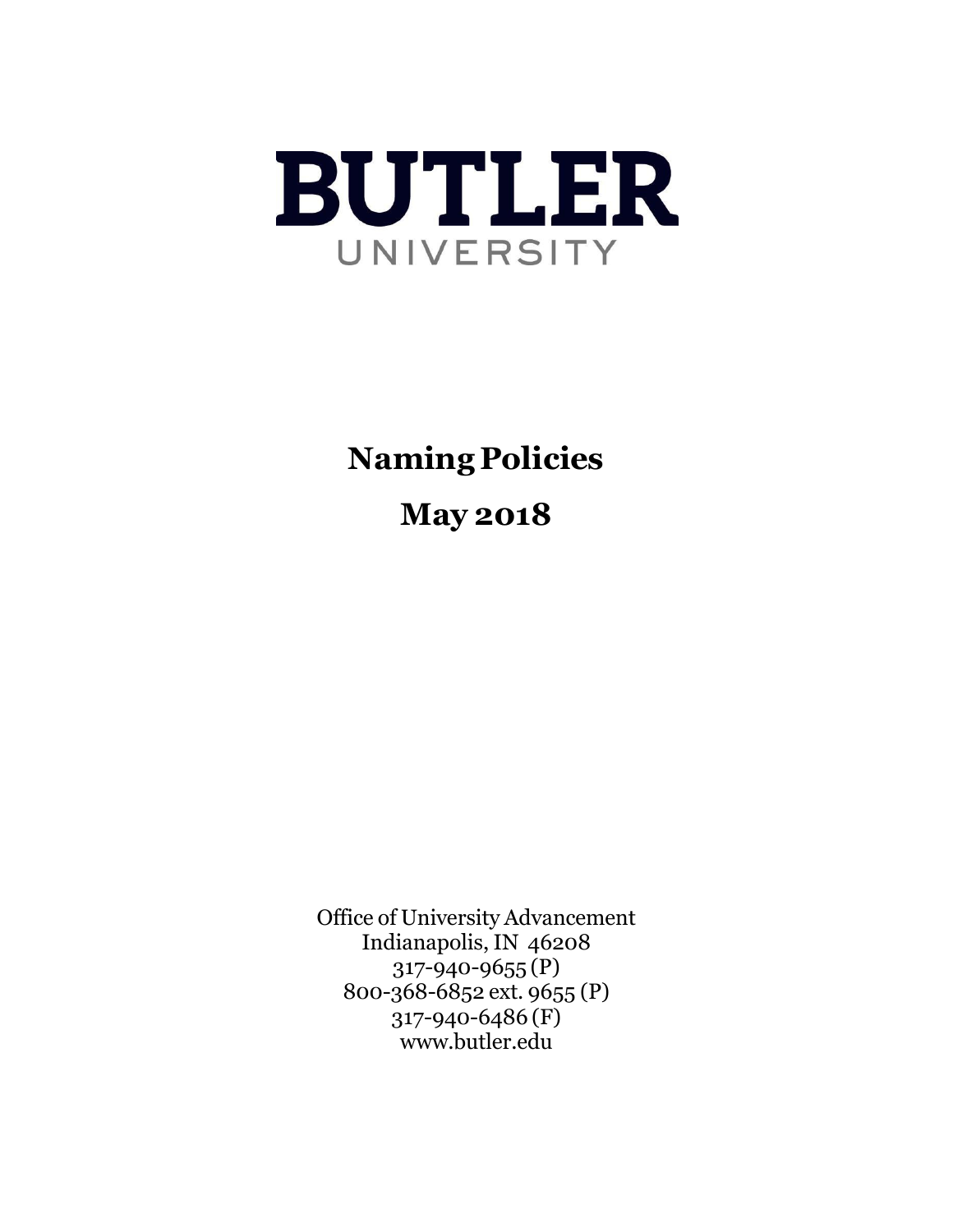# BUTLER
UNIVERSITY

# Naming Policies

## May 2018

Office of University Advancement
Indianapolis, IN 46208
317-940-9655 (P)
800-368-6852 ext. 9655 (P)
317-940-6486 (F)
www.butler.edu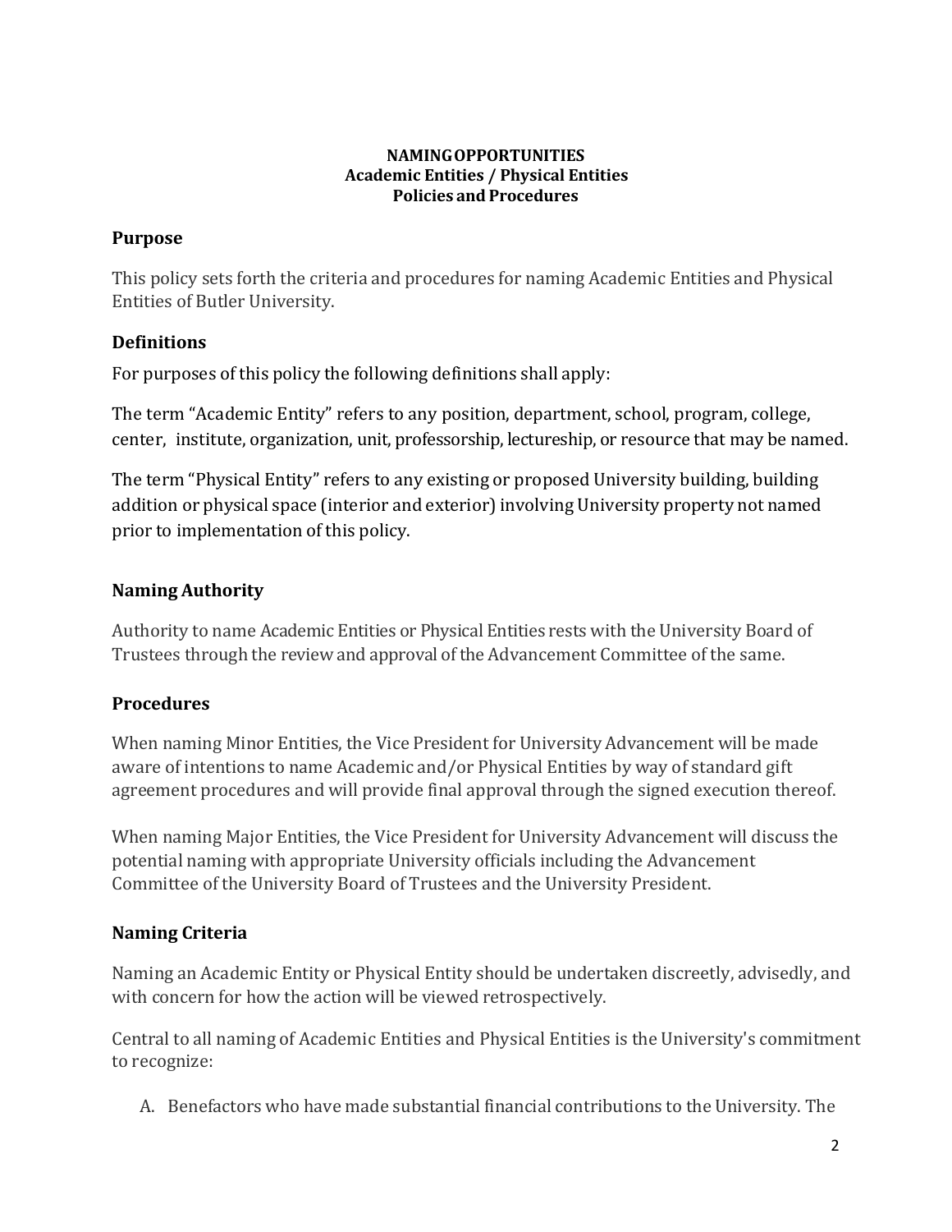**NAMING OPPORTUNITIES**
**Academic Entities / Physical Entities**
**Policies and Procedures**

## Purpose

This policy sets forth the criteria and procedures for naming Academic Entities and Physical Entities of Butler University.

## Definitions

For purposes of this policy the following definitions shall apply:

The term "Academic Entity" refers to any position, department, school, program, college, center, institute, organization, unit, professorship, lectureship, or resource that may be named.

The term "Physical Entity" refers to any existing or proposed University building, building addition or physical space (interior and exterior) involving University property not named prior to implementation of this policy.

## Naming Authority

Authority to name Academic Entities or Physical Entities rests with the University Board of Trustees through the review and approval of the Advancement Committee of the same.

## Procedures

When naming Minor Entities, the Vice President for University Advancement will be made aware of intentions to name Academic and/or Physical Entities by way of standard gift agreement procedures and will provide final approval through the signed execution thereof.

When naming Major Entities, the Vice President for University Advancement will discuss the potential naming with appropriate University officials including the Advancement Committee of the University Board of Trustees and the University President.

## Naming Criteria

Naming an Academic Entity or Physical Entity should be undertaken discreetly, advisedly, and with concern for how the action will be viewed retrospectively.

Central to all naming of Academic Entities and Physical Entities is the University's commitment to recognize:

A. Benefactors who have made substantial financial contributions to the University. The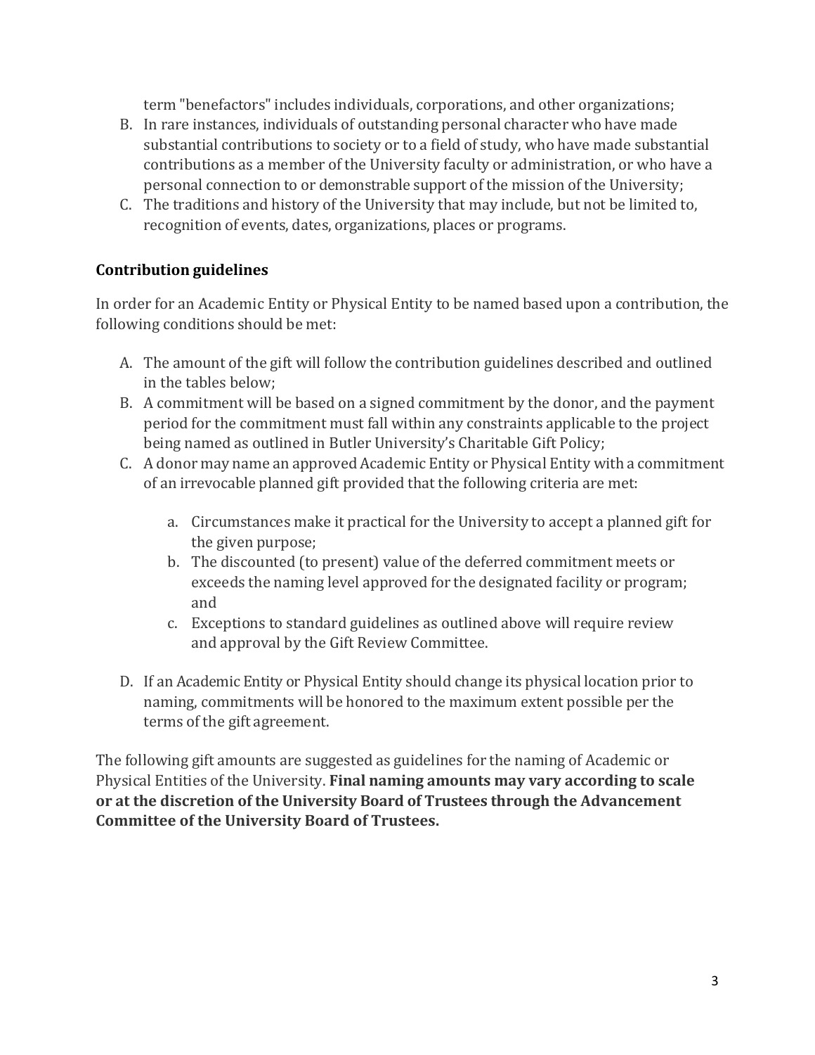term "benefactors" includes individuals, corporations, and other organizations;

B. In rare instances, individuals of outstanding personal character who have made substantial contributions to society or to a field of study, who have made substantial contributions as a member of the University faculty or administration, or who have a personal connection to or demonstrable support of the mission of the University;
C. The traditions and history of the University that may include, but not be limited to, recognition of events, dates, organizations, places or programs.

### Contribution guidelines

In order for an Academic Entity or Physical Entity to be named based upon a contribution, the following conditions should be met:

A. The amount of the gift will follow the contribution guidelines described and outlined in the tables below;
B. A commitment will be based on a signed commitment by the donor, and the payment period for the commitment must fall within any constraints applicable to the project being named as outlined in Butler University's Charitable Gift Policy;
C. A donor may name an approved Academic Entity or Physical Entity with a commitment of an irrevocable planned gift provided that the following criteria are met:
    a. Circumstances make it practical for the University to accept a planned gift for the given purpose;
    b. The discounted (to present) value of the deferred commitment meets or exceeds the naming level approved for the designated facility or program; and
    c. Exceptions to standard guidelines as outlined above will require review and approval by the Gift Review Committee.
D. If an Academic Entity or Physical Entity should change its physical location prior to naming, commitments will be honored to the maximum extent possible per the terms of the gift agreement.

The following gift amounts are suggested as guidelines for the naming of Academic or Physical Entities of the University. **Final naming amounts may vary according to scale or at the discretion of the University Board of Trustees through the Advancement Committee of the University Board of Trustees.**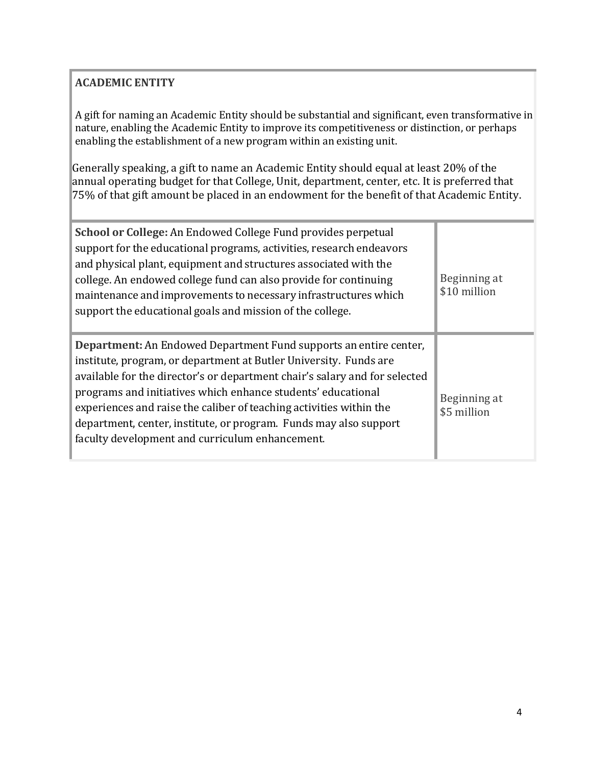## ACADEMIC ENTITY

A gift for naming an Academic Entity should be substantial and significant, even transformative in nature, enabling the Academic Entity to improve its competitiveness or distinction, or perhaps enabling the establishment of a new program within an existing unit.

Generally speaking, a gift to name an Academic Entity should equal at least 20% of the annual operating budget for that College, Unit, department, center, etc. It is preferred that 75% of that gift amount be placed in an endowment for the benefit of that Academic Entity.

| | |
|---|---|
| **School or College:** An Endowed College Fund provides perpetual support for the educational programs, activities, research endeavors and physical plant, equipment and structures associated with the college. An endowed college fund can also provide for continuing maintenance and improvements to necessary infrastructures which support the educational goals and mission of the college. | Beginning at $10 million |
| **Department:** An Endowed Department Fund supports an entire center, institute, program, or department at Butler University. Funds are available for the director's or department chair's salary and for selected programs and initiatives which enhance students' educational experiences and raise the caliber of teaching activities within the department, center, institute, or program. Funds may also support faculty development and curriculum enhancement. | Beginning at $5 million |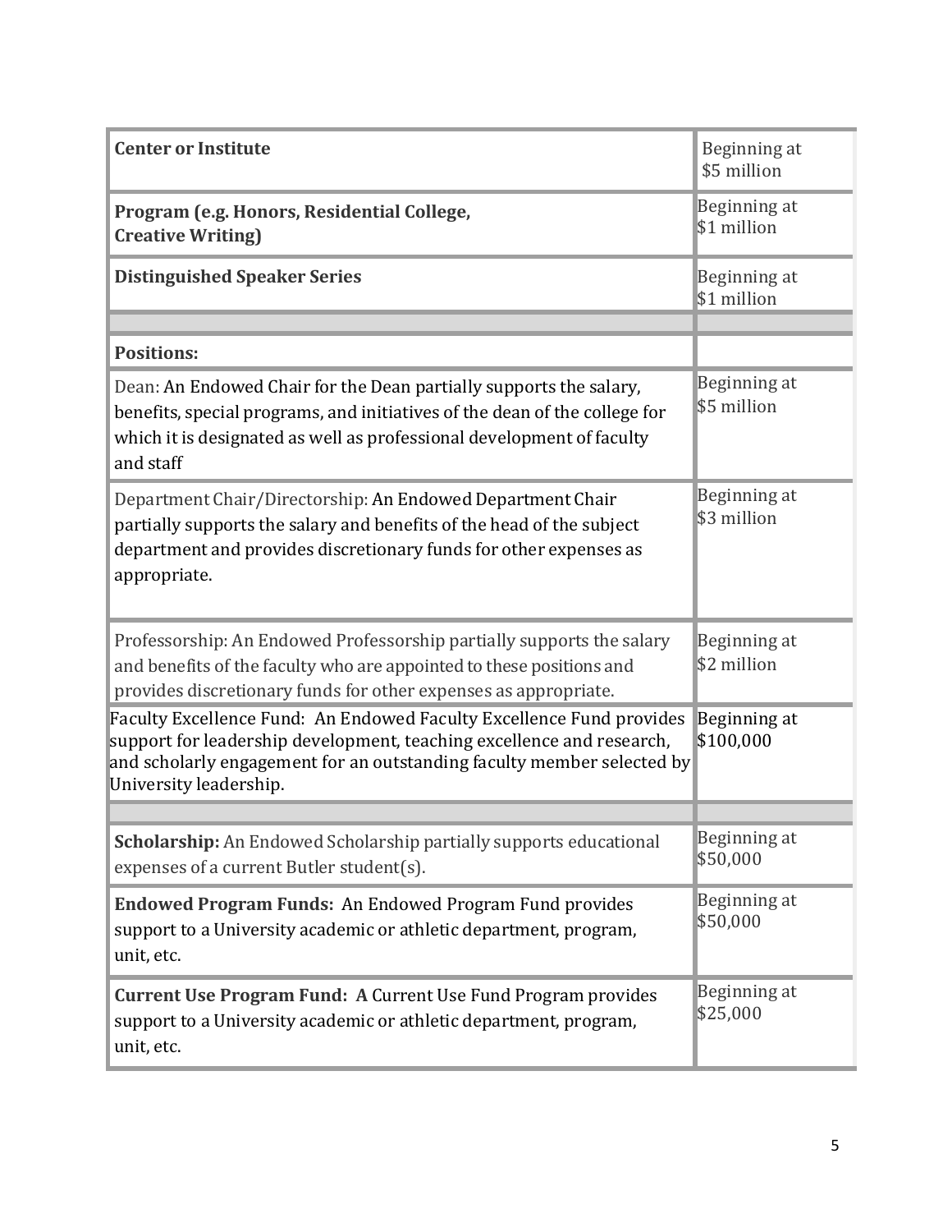| | |
|---|---|
| **Center or Institute** | Beginning at $5 million |
| **Program (e.g. Honors, Residential College, Creative Writing)** | Beginning at $1 million |
| **Distinguished Speaker Series** | Beginning at $1 million |
| | |
| **Positions:** | |
| Dean: An Endowed Chair for the Dean partially supports the salary, benefits, special programs, and initiatives of the dean of the college for which it is designated as well as professional development of faculty and staff | Beginning at $5 million |
| Department Chair/Directorship: An Endowed Department Chair partially supports the salary and benefits of the head of the subject department and provides discretionary funds for other expenses as appropriate. | Beginning at $3 million |
| Professorship: An Endowed Professorship partially supports the salary and benefits of the faculty who are appointed to these positions and provides discretionary funds for other expenses as appropriate. | Beginning at $2 million |
| Faculty Excellence Fund: An Endowed Faculty Excellence Fund provides support for leadership development, teaching excellence and research, and scholarly engagement for an outstanding faculty member selected by University leadership. | Beginning at $100,000 |
| | |
| **Scholarship:** An Endowed Scholarship partially supports educational expenses of a current Butler student(s). | Beginning at $50,000 |
| **Endowed Program Funds:** An Endowed Program Fund provides support to a University academic or athletic department, program, unit, etc. | Beginning at $50,000 |
| **Current Use Program Fund:** A Current Use Fund Program provides support to a University academic or athletic department, program, unit, etc. | Beginning at $25,000 |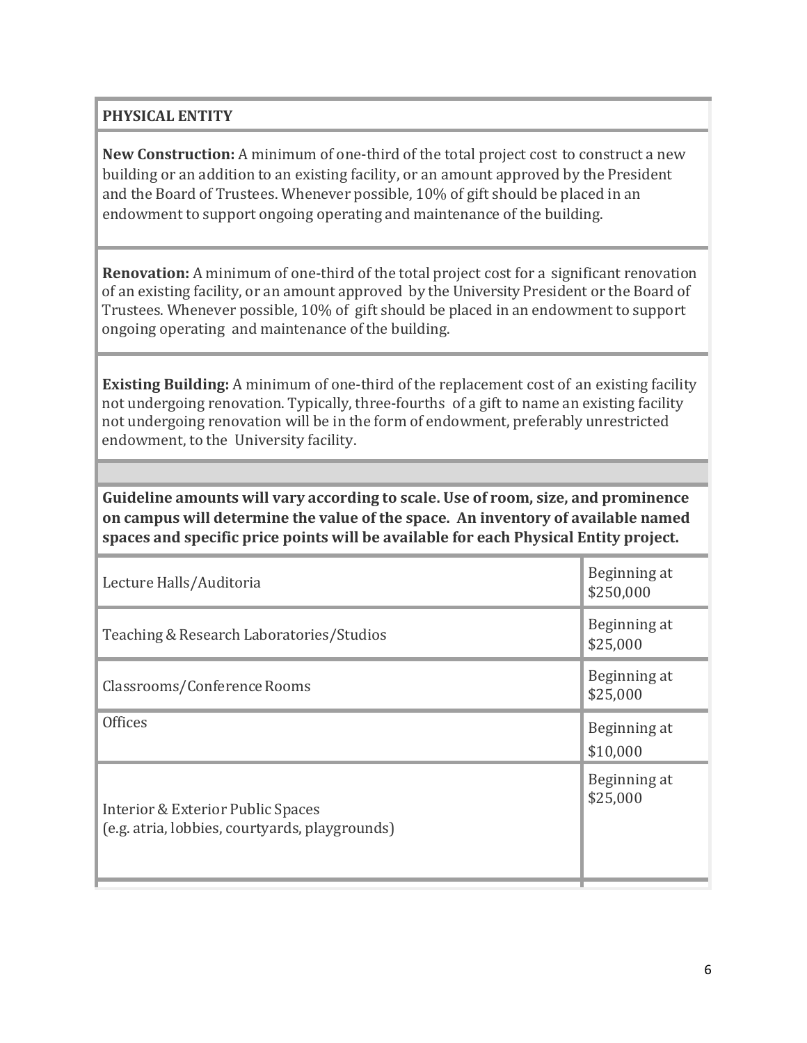**PHYSICAL ENTITY**

**New Construction:** A minimum of one-third of the total project cost to construct a new building or an addition to an existing facility, or an amount approved by the President and the Board of Trustees. Whenever possible, 10% of gift should be placed in an endowment to support ongoing operating and maintenance of the building.

**Renovation:** A minimum of one-third of the total project cost for a significant renovation of an existing facility, or an amount approved by the University President or the Board of Trustees. Whenever possible, 10% of gift should be placed in an endowment to support ongoing operating and maintenance of the building.

**Existing Building:** A minimum of one-third of the replacement cost of an existing facility not undergoing renovation. Typically, three-fourths of a gift to name an existing facility not undergoing renovation will be in the form of endowment, preferably unrestricted endowment, to the University facility.

**Guideline amounts will vary according to scale. Use of room, size, and prominence on campus will determine the value of the space. An inventory of available named spaces and specific price points will be available for each Physical Entity project.**

| Space | Amount |
|---|---|
| Lecture Halls/Auditoria | Beginning at $250,000 |
| Teaching & Research Laboratories/Studios | Beginning at $25,000 |
| Classrooms/Conference Rooms | Beginning at $25,000 |
| Offices | Beginning at $10,000 |
| Interior & Exterior Public Spaces (e.g. atria, lobbies, courtyards, playgrounds) | Beginning at $25,000 |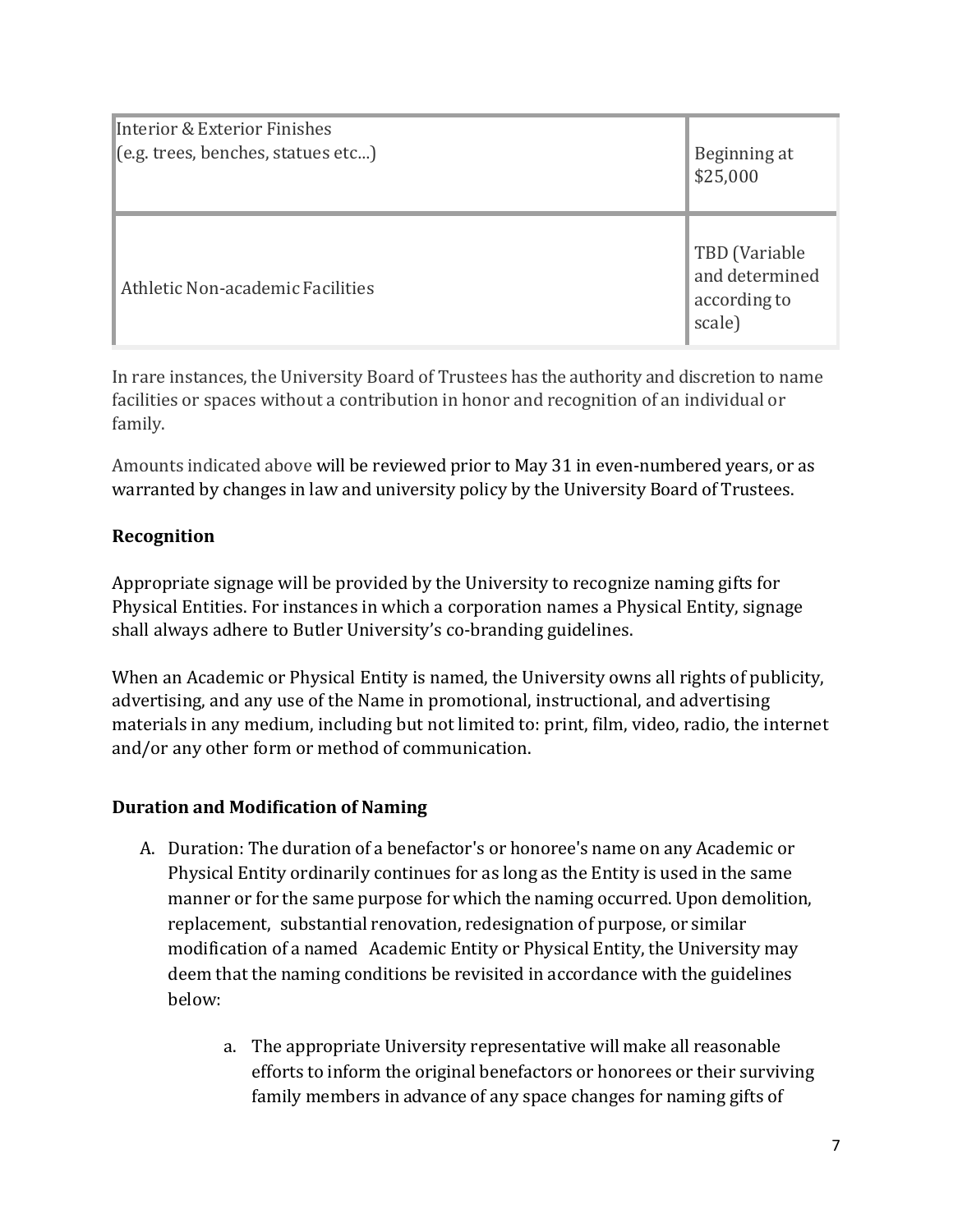| Interior & Exterior Finishes (e.g. trees, benches, statues etc…) | Beginning at $25,000 |
|---|---|
| Athletic Non-academic Facilities | TBD (Variable and determined according to scale) |

In rare instances, the University Board of Trustees has the authority and discretion to name facilities or spaces without a contribution in honor and recognition of an individual or family.

Amounts indicated above will be reviewed prior to May 31 in even-numbered years, or as warranted by changes in law and university policy by the University Board of Trustees.

**Recognition**

Appropriate signage will be provided by the University to recognize naming gifts for Physical Entities. For instances in which a corporation names a Physical Entity, signage shall always adhere to Butler University's co-branding guidelines.

When an Academic or Physical Entity is named, the University owns all rights of publicity, advertising, and any use of the Name in promotional, instructional, and advertising materials in any medium, including but not limited to: print, film, video, radio, the internet and/or any other form or method of communication.

**Duration and Modification of Naming**

A. Duration: The duration of a benefactor's or honoree's name on any Academic or Physical Entity ordinarily continues for as long as the Entity is used in the same manner or for the same purpose for which the naming occurred. Upon demolition, replacement, substantial renovation, redesignation of purpose, or similar modification of a named Academic Entity or Physical Entity, the University may deem that the naming conditions be revisited in accordance with the guidelines below:

    a. The appropriate University representative will make all reasonable efforts to inform the original benefactors or honorees or their surviving family members in advance of any space changes for naming gifts of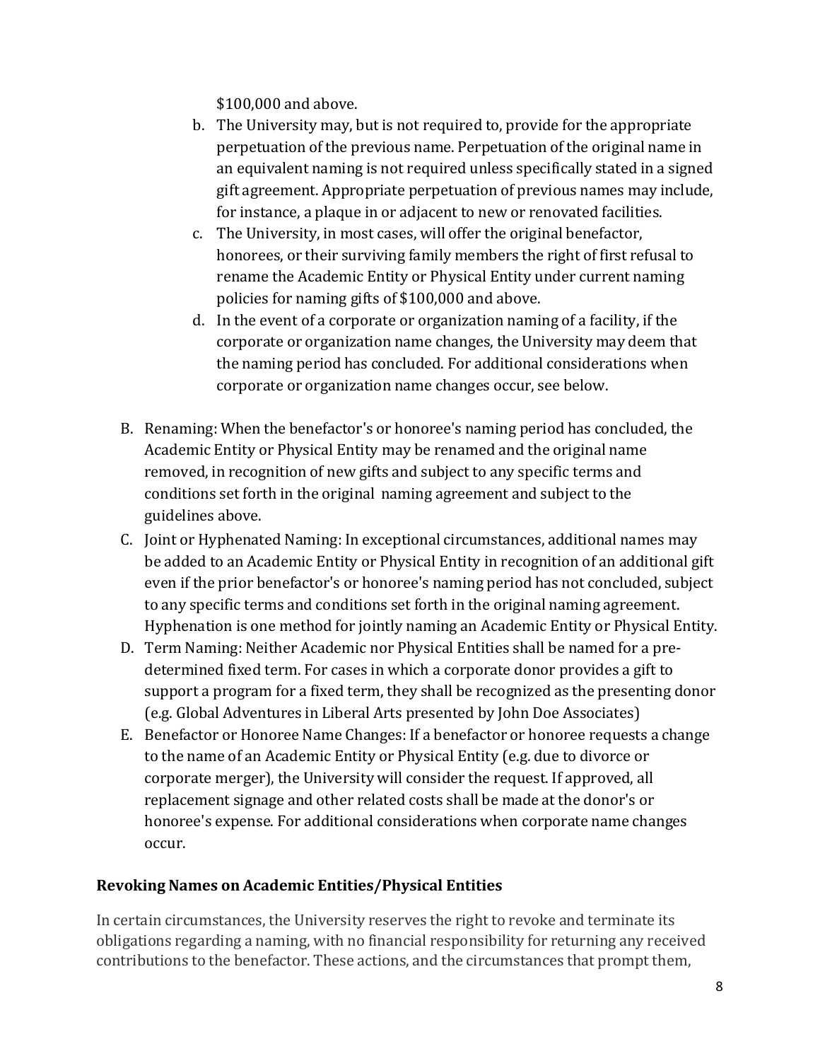$100,000 and above.

b. The University may, but is not required to, provide for the appropriate perpetuation of the previous name. Perpetuation of the original name in an equivalent naming is not required unless specifically stated in a signed gift agreement. Appropriate perpetuation of previous names may include, for instance, a plaque in or adjacent to new or renovated facilities.
c. The University, in most cases, will offer the original benefactor, honorees, or their surviving family members the right of first refusal to rename the Academic Entity or Physical Entity under current naming policies for naming gifts of $100,000 and above.
d. In the event of a corporate or organization naming of a facility, if the corporate or organization name changes, the University may deem that the naming period has concluded. For additional considerations when corporate or organization name changes occur, see below.

B. Renaming: When the benefactor's or honoree's naming period has concluded, the Academic Entity or Physical Entity may be renamed and the original name removed, in recognition of new gifts and subject to any specific terms and conditions set forth in the original naming agreement and subject to the guidelines above.
C. Joint or Hyphenated Naming: In exceptional circumstances, additional names may be added to an Academic Entity or Physical Entity in recognition of an additional gift even if the prior benefactor's or honoree's naming period has not concluded, subject to any specific terms and conditions set forth in the original naming agreement. Hyphenation is one method for jointly naming an Academic Entity or Physical Entity.
D. Term Naming: Neither Academic nor Physical Entities shall be named for a pre-determined fixed term. For cases in which a corporate donor provides a gift to support a program for a fixed term, they shall be recognized as the presenting donor (e.g. Global Adventures in Liberal Arts presented by John Doe Associates)
E. Benefactor or Honoree Name Changes: If a benefactor or honoree requests a change to the name of an Academic Entity or Physical Entity (e.g. due to divorce or corporate merger), the University will consider the request. If approved, all replacement signage and other related costs shall be made at the donor's or honoree's expense. For additional considerations when corporate name changes occur.

**Revoking Names on Academic Entities/Physical Entities**

In certain circumstances, the University reserves the right to revoke and terminate its obligations regarding a naming, with no financial responsibility for returning any received contributions to the benefactor. These actions, and the circumstances that prompt them,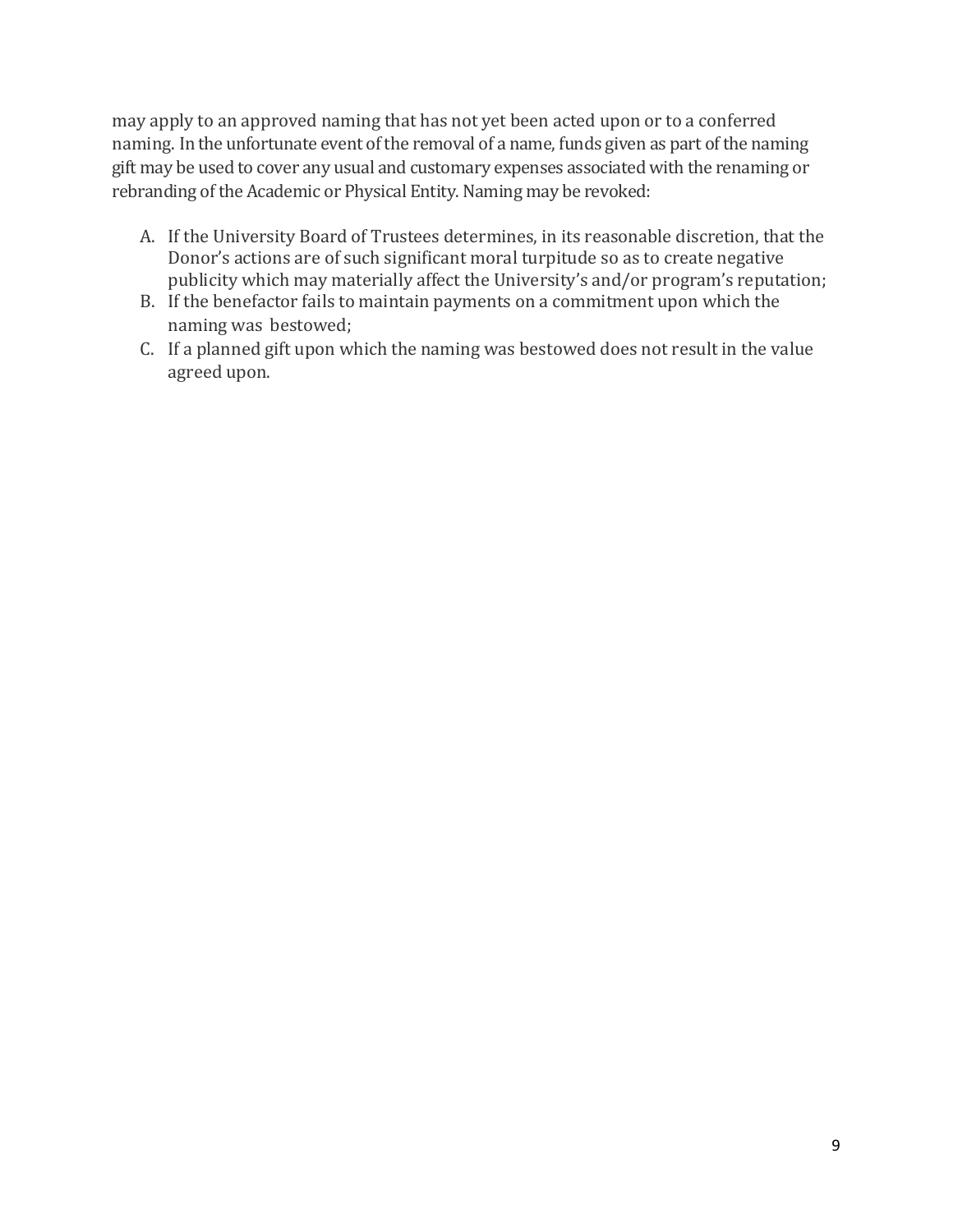may apply to an approved naming that has not yet been acted upon or to a conferred naming. In the unfortunate event of the removal of a name, funds given as part of the naming gift may be used to cover any usual and customary expenses associated with the renaming or rebranding of the Academic or Physical Entity. Naming may be revoked:

A. If the University Board of Trustees determines, in its reasonable discretion, that the Donor's actions are of such significant moral turpitude so as to create negative publicity which may materially affect the University's and/or program's reputation;
B. If the benefactor fails to maintain payments on a commitment upon which the naming was bestowed;
C. If a planned gift upon which the naming was bestowed does not result in the value agreed upon.